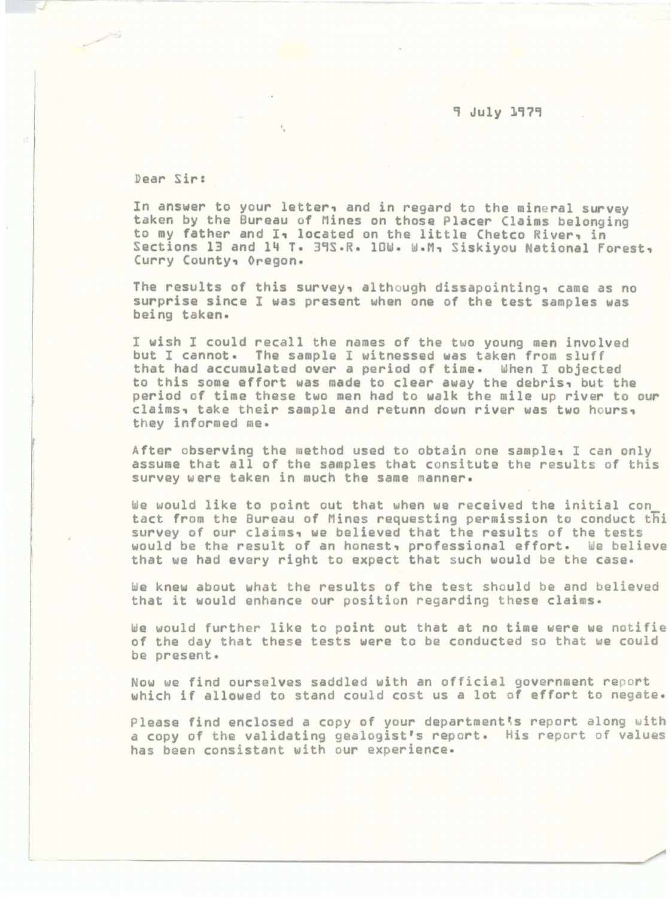9 July 1979

Dear Sir:

In answer to your letter, and in regard to the mineral survey taken by the Bureau of Mines on those Placer Claims belonging to my father and I, located on the little Chetco River, in Sections 13 and 14 T. 39S.R. 10W. W.M, Siskiyou National Forest, Curry County, Oregon.

The results of this survey, although dissapointing, came as no surprise since I was present when one of the test samples was being taken.

I wish I could recall the names of the two young men involved but I cannot. The sample I witnessed was taken from sluff that had accumulated over a period of time. When I objected to this some effort was made to clear away the debris, but the period of time these two men had to walk the mile up river to our claims, take their sample and retunn down river was two hours, they informed me.

After observing the method used to obtain one sample, I can only assume that all of the samples that consitute the results of this survey were taken in much the same manner.

We would like to point out that when we received the initial contact from the Bureau of Mines requesting permission to conduct thi survey of our claims, we believed that the results of the tests would be the result of an honest, professional effort. We believe that we had every right to expect that such would be the case.

We knew about what the results of the test should be and believed that it would enhance our position regarding these claims.

We would further like to point out that at no time were we notifie of the day that these tests were to be conducted so that we could be present.

Now we find ourselves saddled with an official government report which if allowed to stand could cost us a lot of effort to negate.

Please find enclosed a copy of your department's report along with a copy of the validating gealogist's report. His report of values has been consistant with our experience.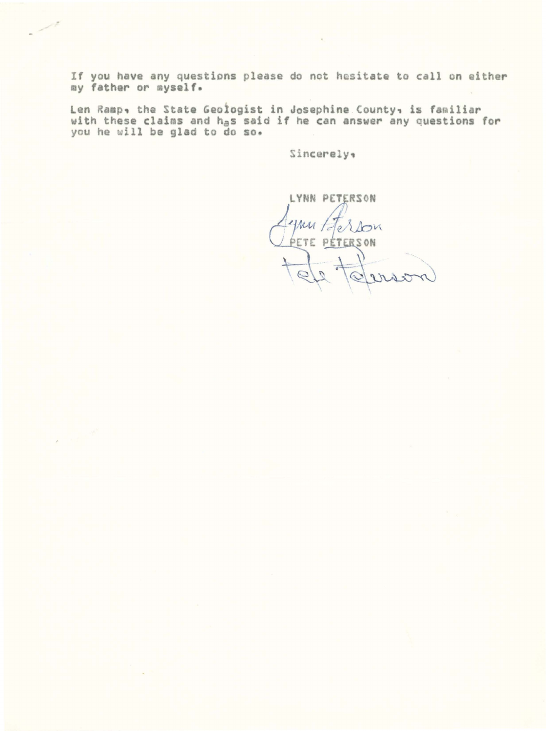If you have any questions please do not hesitate to call on either my father or myself.

Len Ramp, the State Geologist in Josephine County, is familiar with these claims and has said if he can answer any questions for you he will be glad to do so.

Sincerely,

LYNN PETERSON

Lynn Peterson

PETE PETERSON

Pete Peterson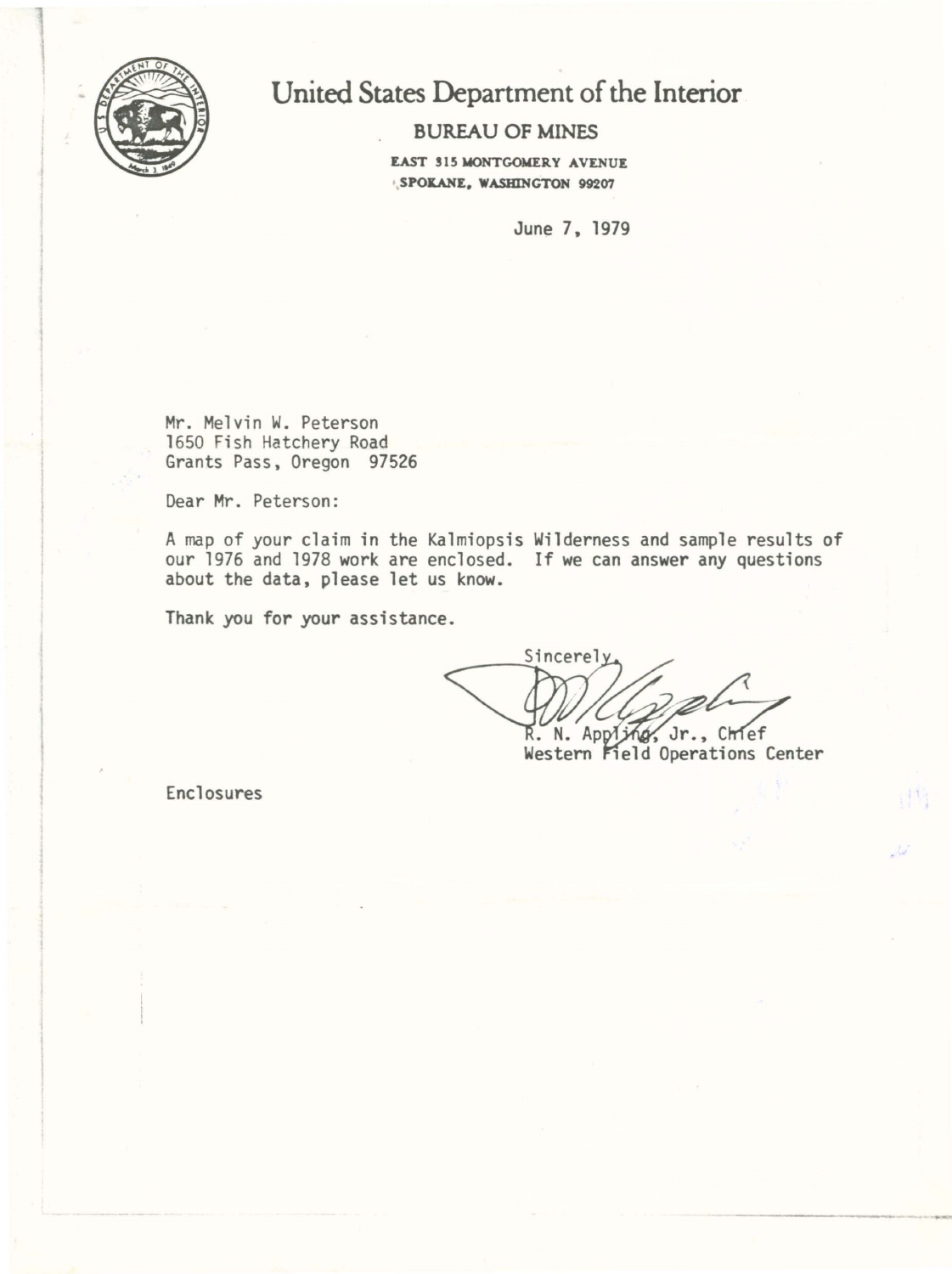# United States Department of the Interior

## BUREAU OF MINES

EAST 315 MONTGOMERY AVENUE
SPOKANE, WASHINGTON 99207

June 7, 1979

Mr. Melvin W. Peterson
1650 Fish Hatchery Road
Grants Pass, Oregon 97526

Dear Mr. Peterson:

A map of your claim in the Kalmiopsis Wilderness and sample results of our 1976 and 1978 work are enclosed. If we can answer any questions about the data, please let us know.

Thank you for your assistance.

Sincerely,

R. N. Appling, Jr., Chief
Western Field Operations Center

Enclosures